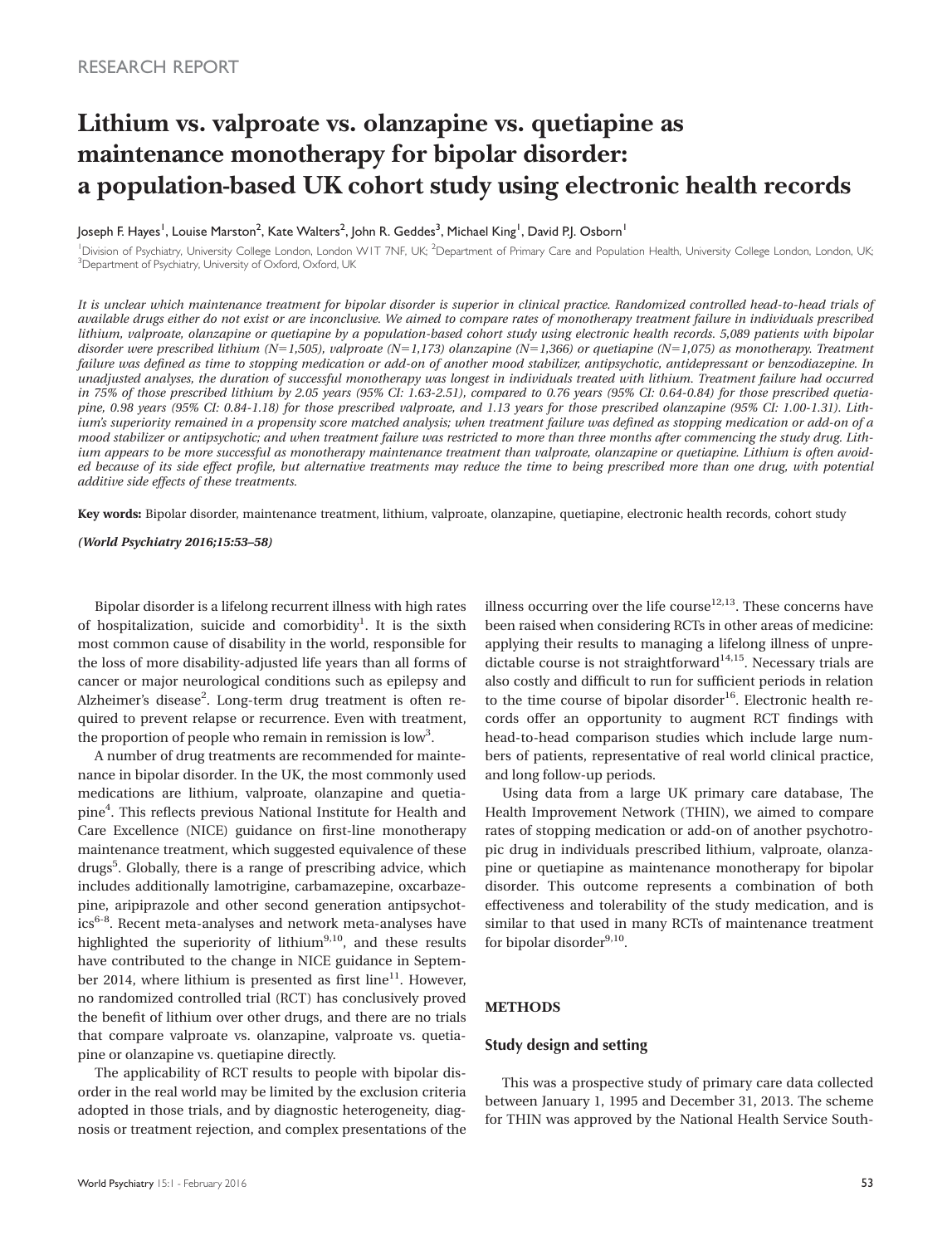RESEARCH REPORT

# Lithium vs. valproate vs. olanzapine vs. quetiapine as maintenance monotherapy for bipolar disorder: a population-based UK cohort study using electronic health records

Joseph F. Hayes[1], Louise Marston[2], Kate Walters[2], John R. Geddes[3], Michael King[1], David P.J. Osborn[1]

[1]Division of Psychiatry, University College London, London W1T 7NF, UK; [2]Department of Primary Care and Population Health, University College London, London, UK; [3]Department of Psychiatry, University of Oxford, Oxford, UK

*It is unclear which maintenance treatment for bipolar disorder is superior in clinical practice. Randomized controlled head-to-head trials of available drugs either do not exist or are inconclusive. We aimed to compare rates of monotherapy treatment failure in individuals prescribed lithium, valproate, olanzapine or quetiapine by a population-based cohort study using electronic health records. 5,089 patients with bipolar disorder were prescribed lithium (N=1,505), valproate (N=1,173) olanzapine (N=1,366) or quetiapine (N=1,075) as monotherapy. Treatment failure was defined as time to stopping medication or add-on of another mood stabilizer, antipsychotic, antidepressant or benzodiazepine. In unadjusted analyses, the duration of successful monotherapy was longest in individuals treated with lithium. Treatment failure had occurred in 75% of those prescribed lithium by 2.05 years (95% CI: 1.63-2.51), compared to 0.76 years (95% CI: 0.64-0.84) for those prescribed quetiapine, 0.98 years (95% CI: 0.84-1.18) for those prescribed valproate, and 1.13 years for those prescribed olanzapine (95% CI: 1.00-1.31). Lithium's superiority remained in a propensity score matched analysis; when treatment failure was defined as stopping medication or add-on of a mood stabilizer or antipsychotic; and when treatment failure was restricted to more than three months after commencing the study drug. Lithium appears to be more successful as monotherapy maintenance treatment than valproate, olanzapine or quetiapine. Lithium is often avoided because of its side effect profile, but alternative treatments may reduce the time to being prescribed more than one drug, with potential additive side effects of these treatments.*

**Key words:** Bipolar disorder, maintenance treatment, lithium, valproate, olanzapine, quetiapine, electronic health records, cohort study

***(World Psychiatry 2016;15:53–58)***

Bipolar disorder is a lifelong recurrent illness with high rates of hospitalization, suicide and comorbidity[1]. It is the sixth most common cause of disability in the world, responsible for the loss of more disability-adjusted life years than all forms of cancer or major neurological conditions such as epilepsy and Alzheimer's disease[2]. Long-term drug treatment is often required to prevent relapse or recurrence. Even with treatment, the proportion of people who remain in remission is low[3].

A number of drug treatments are recommended for maintenance in bipolar disorder. In the UK, the most commonly used medications are lithium, valproate, olanzapine and quetiapine[4]. This reflects previous National Institute for Health and Care Excellence (NICE) guidance on first-line monotherapy maintenance treatment, which suggested equivalence of these drugs[5]. Globally, there is a range of prescribing advice, which includes additionally lamotrigine, carbamazepine, oxcarbazepine, aripiprazole and other second generation antipsychotics[6-8]. Recent meta-analyses and network meta-analyses have highlighted the superiority of lithium[9,10], and these results have contributed to the change in NICE guidance in September 2014, where lithium is presented as first line[11]. However, no randomized controlled trial (RCT) has conclusively proved the benefit of lithium over other drugs, and there are no trials that compare valproate vs. olanzapine, valproate vs. quetiapine or olanzapine vs. quetiapine directly.

The applicability of RCT results to people with bipolar disorder in the real world may be limited by the exclusion criteria adopted in those trials, and by diagnostic heterogeneity, diagnosis or treatment rejection, and complex presentations of the illness occurring over the life course[12,13]. These concerns have been raised when considering RCTs in other areas of medicine: applying their results to managing a lifelong illness of unpredictable course is not straightforward[14,15]. Necessary trials are also costly and difficult to run for sufficient periods in relation to the time course of bipolar disorder[16]. Electronic health records offer an opportunity to augment RCT findings with head-to-head comparison studies which include large numbers of patients, representative of real world clinical practice, and long follow-up periods.

Using data from a large UK primary care database, The Health Improvement Network (THIN), we aimed to compare rates of stopping medication or add-on of another psychotropic drug in individuals prescribed lithium, valproate, olanzapine or quetiapine as maintenance monotherapy for bipolar disorder. This outcome represents a combination of both effectiveness and tolerability of the study medication, and is similar to that used in many RCTs of maintenance treatment for bipolar disorder[9,10].

## METHODS

### Study design and setting

This was a prospective study of primary care data collected between January 1, 1995 and December 31, 2013. The scheme for THIN was approved by the National Health Service South-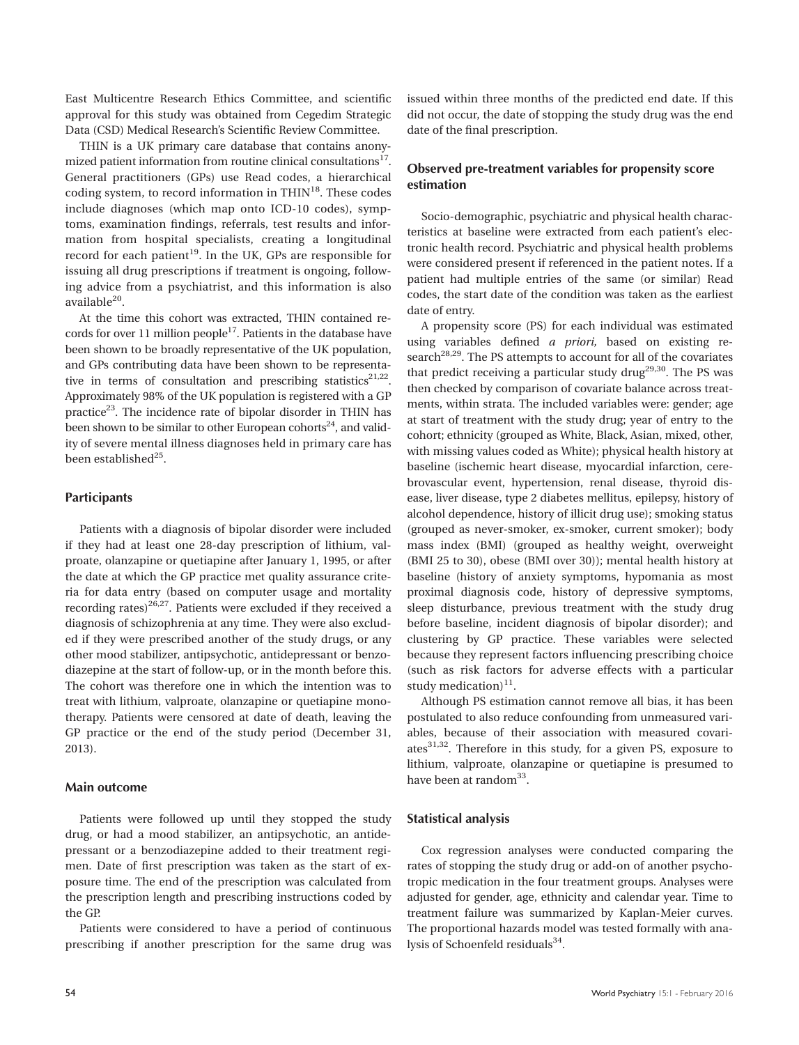East Multicentre Research Ethics Committee, and scientific approval for this study was obtained from Cegedim Strategic Data (CSD) Medical Research's Scientific Review Committee.

THIN is a UK primary care database that contains anonymized patient information from routine clinical consultations[17]. General practitioners (GPs) use Read codes, a hierarchical coding system, to record information in THIN[18]. These codes include diagnoses (which map onto ICD-10 codes), symptoms, examination findings, referrals, test results and information from hospital specialists, creating a longitudinal record for each patient[19]. In the UK, GPs are responsible for issuing all drug prescriptions if treatment is ongoing, following advice from a psychiatrist, and this information is also available[20].

At the time this cohort was extracted, THIN contained records for over 11 million people[17]. Patients in the database have been shown to be broadly representative of the UK population, and GPs contributing data have been shown to be representative in terms of consultation and prescribing statistics[21,22]. Approximately 98% of the UK population is registered with a GP practice[23]. The incidence rate of bipolar disorder in THIN has been shown to be similar to other European cohorts[24], and validity of severe mental illness diagnoses held in primary care has been established[25].

### Participants

Patients with a diagnosis of bipolar disorder were included if they had at least one 28-day prescription of lithium, valproate, olanzapine or quetiapine after January 1, 1995, or after the date at which the GP practice met quality assurance criteria for data entry (based on computer usage and mortality recording rates)[26,27]. Patients were excluded if they received a diagnosis of schizophrenia at any time. They were also excluded if they were prescribed another of the study drugs, or any other mood stabilizer, antipsychotic, antidepressant or benzodiazepine at the start of follow-up, or in the month before this. The cohort was therefore one in which the intention was to treat with lithium, valproate, olanzapine or quetiapine monotherapy. Patients were censored at date of death, leaving the GP practice or the end of the study period (December 31, 2013).

### Main outcome

Patients were followed up until they stopped the study drug, or had a mood stabilizer, an antipsychotic, an antidepressant or a benzodiazepine added to their treatment regimen. Date of first prescription was taken as the start of exposure time. The end of the prescription was calculated from the prescription length and prescribing instructions coded by the GP.

Patients were considered to have a period of continuous prescribing if another prescription for the same drug was issued within three months of the predicted end date. If this did not occur, the date of stopping the study drug was the end date of the final prescription.

### Observed pre-treatment variables for propensity score estimation

Socio-demographic, psychiatric and physical health characteristics at baseline were extracted from each patient's electronic health record. Psychiatric and physical health problems were considered present if referenced in the patient notes. If a patient had multiple entries of the same (or similar) Read codes, the start date of the condition was taken as the earliest date of entry.

A propensity score (PS) for each individual was estimated using variables defined *a priori,* based on existing research[28,29]. The PS attempts to account for all of the covariates that predict receiving a particular study drug[29,30]. The PS was then checked by comparison of covariate balance across treatments, within strata. The included variables were: gender; age at start of treatment with the study drug; year of entry to the cohort; ethnicity (grouped as White, Black, Asian, mixed, other, with missing values coded as White); physical health history at baseline (ischemic heart disease, myocardial infarction, cerebrovascular event, hypertension, renal disease, thyroid disease, liver disease, type 2 diabetes mellitus, epilepsy, history of alcohol dependence, history of illicit drug use); smoking status (grouped as never-smoker, ex-smoker, current smoker); body mass index (BMI) (grouped as healthy weight, overweight (BMI 25 to 30), obese (BMI over 30)); mental health history at baseline (history of anxiety symptoms, hypomania as most proximal diagnosis code, history of depressive symptoms, sleep disturbance, previous treatment with the study drug before baseline, incident diagnosis of bipolar disorder); and clustering by GP practice. These variables were selected because they represent factors influencing prescribing choice (such as risk factors for adverse effects with a particular study medication)[11].

Although PS estimation cannot remove all bias, it has been postulated to also reduce confounding from unmeasured variables, because of their association with measured covariates[31,32]. Therefore in this study, for a given PS, exposure to lithium, valproate, olanzapine or quetiapine is presumed to have been at random[33].

### Statistical analysis

Cox regression analyses were conducted comparing the rates of stopping the study drug or add-on of another psychotropic medication in the four treatment groups. Analyses were adjusted for gender, age, ethnicity and calendar year. Time to treatment failure was summarized by Kaplan-Meier curves. The proportional hazards model was tested formally with analysis of Schoenfeld residuals[34].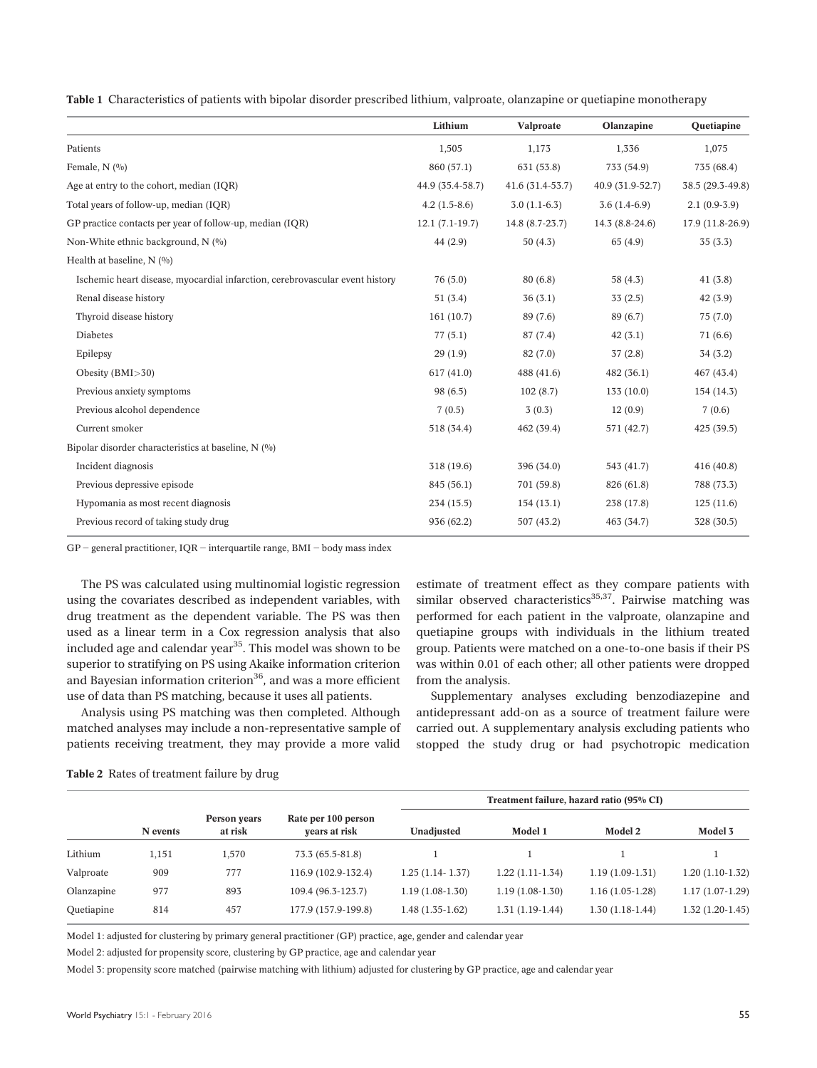**Table 1** Characteristics of patients with bipolar disorder prescribed lithium, valproate, olanzapine or quetiapine monotherapy

| | Lithium | Valproate | Olanzapine | Quetiapine |
|---|---|---|---|---|
| Patients | 1,505 | 1,173 | 1,336 | 1,075 |
| Female, N (%) | 860 (57.1) | 631 (53.8) | 733 (54.9) | 735 (68.4) |
| Age at entry to the cohort, median (IQR) | 44.9 (35.4-58.7) | 41.6 (31.4-53.7) | 40.9 (31.9-52.7) | 38.5 (29.3-49.8) |
| Total years of follow-up, median (IQR) | 4.2 (1.5-8.6) | 3.0 (1.1-6.3) | 3.6 (1.4-6.9) | 2.1 (0.9-3.9) |
| GP practice contacts per year of follow-up, median (IQR) | 12.1 (7.1-19.7) | 14.8 (8.7-23.7) | 14.3 (8.8-24.6) | 17.9 (11.8-26.9) |
| Non-White ethnic background, N (%) | 44 (2.9) | 50 (4.3) | 65 (4.9) | 35 (3.3) |
| Health at baseline, N (%) | | | | |
| Ischemic heart disease, myocardial infarction, cerebrovascular event history | 76 (5.0) | 80 (6.8) | 58 (4.3) | 41 (3.8) |
| Renal disease history | 51 (3.4) | 36 (3.1) | 33 (2.5) | 42 (3.9) |
| Thyroid disease history | 161 (10.7) | 89 (7.6) | 89 (6.7) | 75 (7.0) |
| Diabetes | 77 (5.1) | 87 (7.4) | 42 (3.1) | 71 (6.6) |
| Epilepsy | 29 (1.9) | 82 (7.0) | 37 (2.8) | 34 (3.2) |
| Obesity (BMI>30) | 617 (41.0) | 488 (41.6) | 482 (36.1) | 467 (43.4) |
| Previous anxiety symptoms | 98 (6.5) | 102 (8.7) | 133 (10.0) | 154 (14.3) |
| Previous alcohol dependence | 7 (0.5) | 3 (0.3) | 12 (0.9) | 7 (0.6) |
| Current smoker | 518 (34.4) | 462 (39.4) | 571 (42.7) | 425 (39.5) |
| Bipolar disorder characteristics at baseline, N (%) | | | | |
| Incident diagnosis | 318 (19.6) | 396 (34.0) | 543 (41.7) | 416 (40.8) |
| Previous depressive episode | 845 (56.1) | 701 (59.8) | 826 (61.8) | 788 (73.3) |
| Hypomania as most recent diagnosis | 234 (15.5) | 154 (13.1) | 238 (17.8) | 125 (11.6) |
| Previous record of taking study drug | 936 (62.2) | 507 (43.2) | 463 (34.7) | 328 (30.5) |

GP – general practitioner, IQR – interquartile range, BMI – body mass index

The PS was calculated using multinomial logistic regression using the covariates described as independent variables, with drug treatment as the dependent variable. The PS was then used as a linear term in a Cox regression analysis that also included age and calendar year[35]. This model was shown to be superior to stratifying on PS using Akaike information criterion and Bayesian information criterion[36], and was a more efficient use of data than PS matching, because it uses all patients.

Analysis using PS matching was then completed. Although matched analyses may include a non-representative sample of patients receiving treatment, they may provide a more valid estimate of treatment effect as they compare patients with similar observed characteristics[35,37]. Pairwise matching was performed for each patient in the valproate, olanzapine and quetiapine groups with individuals in the lithium treated group. Patients were matched on a one-to-one basis if their PS was within 0.01 of each other; all other patients were dropped from the analysis.

Supplementary analyses excluding benzodiazepine and antidepressant add-on as a source of treatment failure were carried out. A supplementary analysis excluding patients who stopped the study drug or had psychotropic medication

**Table 2** Rates of treatment failure by drug

| | N events | Person years at risk | Rate per 100 person years at risk | Treatment failure, hazard ratio (95% CI) | | | |
|---|---|---|---|---|---|---|---|
| | | | | Unadjusted | Model 1 | Model 2 | Model 3 |
| Lithium | 1,151 | 1,570 | 73.3 (65.5-81.8) | 1 | 1 | 1 | 1 |
| Valproate | 909 | 777 | 116.9 (102.9-132.4) | 1.25 (1.14- 1.37) | 1.22 (1.11-1.34) | 1.19 (1.09-1.31) | 1.20 (1.10-1.32) |
| Olanzapine | 977 | 893 | 109.4 (96.3-123.7) | 1.19 (1.08-1.30) | 1.19 (1.08-1.30) | 1.16 (1.05-1.28) | 1.17 (1.07-1.29) |
| Quetiapine | 814 | 457 | 177.9 (157.9-199.8) | 1.48 (1.35-1.62) | 1.31 (1.19-1.44) | 1.30 (1.18-1.44) | 1.32 (1.20-1.45) |

Model 1: adjusted for clustering by primary general practitioner (GP) practice, age, gender and calendar year

Model 2: adjusted for propensity score, clustering by GP practice, age and calendar year

Model 3: propensity score matched (pairwise matching with lithium) adjusted for clustering by GP practice, age and calendar year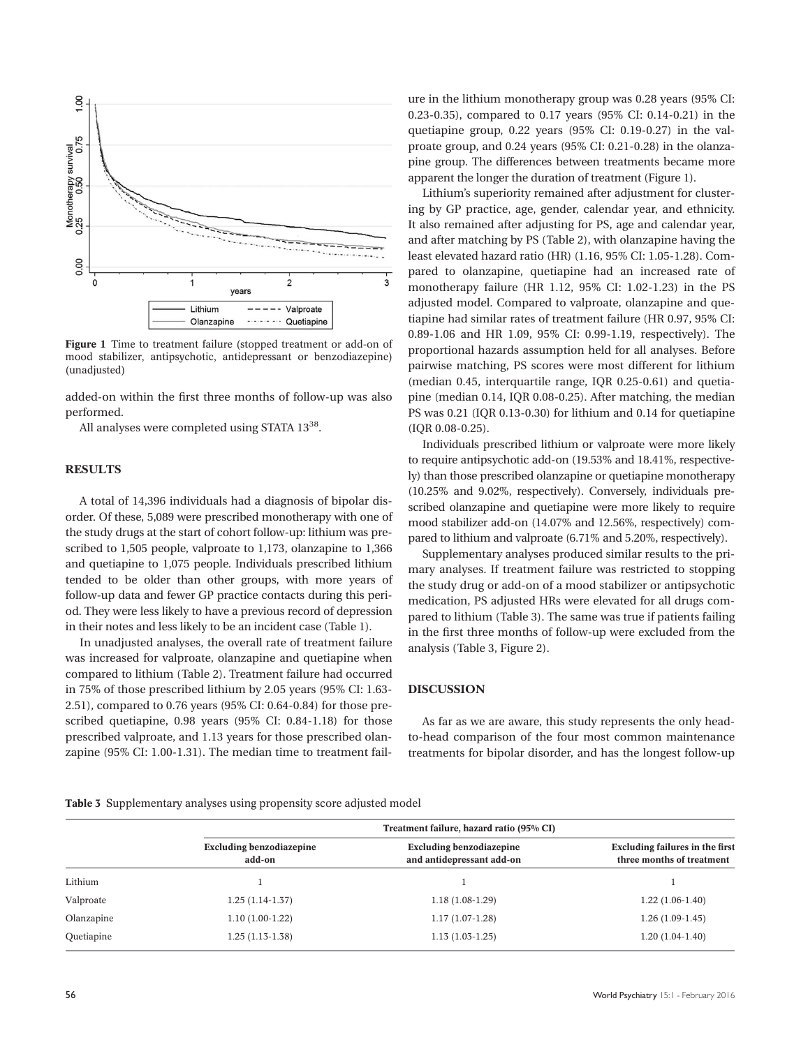Figure 1 Time to treatment failure (stopped treatment or add-on of mood stabilizer, antipsychotic, antidepressant or benzodiazepine) (unadjusted)

added-on within the first three months of follow-up was also performed.

All analyses were completed using STATA 13[38].

## RESULTS

A total of 14,396 individuals had a diagnosis of bipolar disorder. Of these, 5,089 were prescribed monotherapy with one of the study drugs at the start of cohort follow-up: lithium was prescribed to 1,505 people, valproate to 1,173, olanzapine to 1,366 and quetiapine to 1,075 people. Individuals prescribed lithium tended to be older than other groups, with more years of follow-up data and fewer GP practice contacts during this period. They were less likely to have a previous record of depression in their notes and less likely to be an incident case (Table 1).

In unadjusted analyses, the overall rate of treatment failure was increased for valproate, olanzapine and quetiapine when compared to lithium (Table 2). Treatment failure had occurred in 75% of those prescribed lithium by 2.05 years (95% CI: 1.63-2.51), compared to 0.76 years (95% CI: 0.64-0.84) for those prescribed quetiapine, 0.98 years (95% CI: 0.84-1.18) for those prescribed valproate, and 1.13 years for those prescribed olanzapine (95% CI: 1.00-1.31). The median time to treatment failure in the lithium monotherapy group was 0.28 years (95% CI: 0.23-0.35), compared to 0.17 years (95% CI: 0.14-0.21) in the quetiapine group, 0.22 years (95% CI: 0.19-0.27) in the valproate group, and 0.24 years (95% CI: 0.21-0.28) in the olanzapine group. The differences between treatments became more apparent the longer the duration of treatment (Figure 1).

Lithium's superiority remained after adjustment for clustering by GP practice, age, gender, calendar year, and ethnicity. It also remained after adjusting for PS, age and calendar year, and after matching by PS (Table 2), with olanzapine having the least elevated hazard ratio (HR) (1.16, 95% CI: 1.05-1.28). Compared to olanzapine, quetiapine had an increased rate of monotherapy failure (HR 1.12, 95% CI: 1.02-1.23) in the PS adjusted model. Compared to valproate, olanzapine and quetiapine had similar rates of treatment failure (HR 0.97, 95% CI: 0.89-1.06 and HR 1.09, 95% CI: 0.99-1.19, respectively). The proportional hazards assumption held for all analyses. Before pairwise matching, PS scores were most different for lithium (median 0.45, interquartile range, IQR 0.25-0.61) and quetiapine (median 0.14, IQR 0.08-0.25). After matching, the median PS was 0.21 (IQR 0.13-0.30) for lithium and 0.14 for quetiapine (IQR 0.08-0.25).

Individuals prescribed lithium or valproate were more likely to require antipsychotic add-on (19.53% and 18.41%, respectively) than those prescribed olanzapine or quetiapine monotherapy (10.25% and 9.02%, respectively). Conversely, individuals prescribed olanzapine and quetiapine were more likely to require mood stabilizer add-on (14.07% and 12.56%, respectively) compared to lithium and valproate (6.71% and 5.20%, respectively).

Supplementary analyses produced similar results to the primary analyses. If treatment failure was restricted to stopping the study drug or add-on of a mood stabilizer or antipsychotic medication, PS adjusted HRs were elevated for all drugs compared to lithium (Table 3). The same was true if patients failing in the first three months of follow-up were excluded from the analysis (Table 3, Figure 2).

## DISCUSSION

As far as we are aware, this study represents the only head-to-head comparison of the four most common maintenance treatments for bipolar disorder, and has the longest follow-up

**Table 3** Supplementary analyses using propensity score adjusted model

| | Treatment failure, hazard ratio (95% CI) | | |
|---|---|---|---|
| | Excluding benzodiazepine add-on | Excluding benzodiazepine and antidepressant add-on | Excluding failures in the first three months of treatment |
| Lithium | 1 | 1 | 1 |
| Valproate | 1.25 (1.14-1.37) | 1.18 (1.08-1.29) | 1.22 (1.06-1.40) |
| Olanzapine | 1.10 (1.00-1.22) | 1.17 (1.07-1.28) | 1.26 (1.09-1.45) |
| Quetiapine | 1.25 (1.13-1.38) | 1.13 (1.03-1.25) | 1.20 (1.04-1.40) |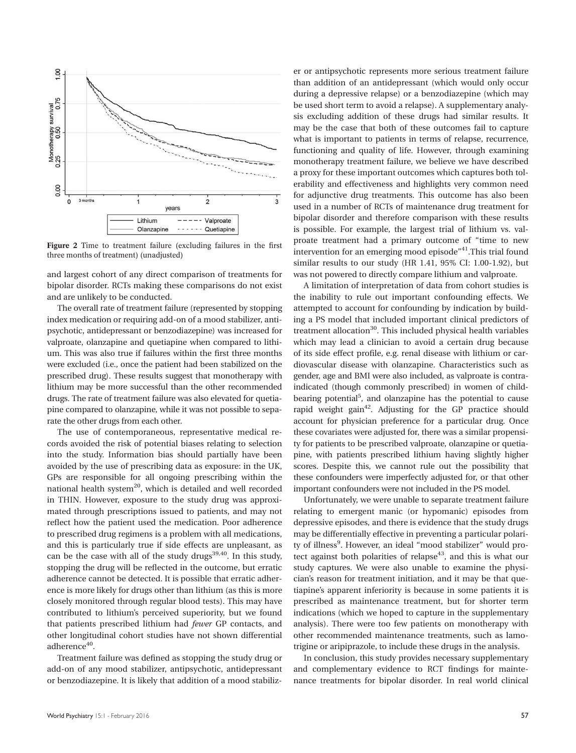1.00
0.75
0.50
0.25
0.00
Monotherapy survival
0
3 months
1
2
3
years
Lithium
Valproate
Olanzapine
Quetiapine

**Figure 2** Time to treatment failure (excluding failures in the first three months of treatment) (unadjusted)

and largest cohort of any direct comparison of treatments for bipolar disorder. RCTs making these comparisons do not exist and are unlikely to be conducted.

The overall rate of treatment failure (represented by stopping index medication or requiring add-on of a mood stabilizer, antipsychotic, antidepressant or benzodiazepine) was increased for valproate, olanzapine and quetiapine when compared to lithium. This was also true if failures within the first three months were excluded (i.e., once the patient had been stabilized on the prescribed drug). These results suggest that monotherapy with lithium may be more successful than the other recommended drugs. The rate of treatment failure was also elevated for quetiapine compared to olanzapine, while it was not possible to separate the other drugs from each other.

The use of contemporaneous, representative medical records avoided the risk of potential biases relating to selection into the study. Information bias should partially have been avoided by the use of prescribing data as exposure: in the UK, GPs are responsible for all ongoing prescribing within the national health system[20], which is detailed and well recorded in THIN. However, exposure to the study drug was approximated through prescriptions issued to patients, and may not reflect how the patient used the medication. Poor adherence to prescribed drug regimens is a problem with all medications, and this is particularly true if side effects are unpleasant, as can be the case with all of the study drugs[39,40]. In this study, stopping the drug will be reflected in the outcome, but erratic adherence cannot be detected. It is possible that erratic adherence is more likely for drugs other than lithium (as this is more closely monitored through regular blood tests). This may have contributed to lithium's perceived superiority, but we found that patients prescribed lithium had *fewer* GP contacts, and other longitudinal cohort studies have not shown differential adherence[40].

Treatment failure was defined as stopping the study drug or add-on of any mood stabilizer, antipsychotic, antidepressant or benzodiazepine. It is likely that addition of a mood stabilizer or antipsychotic represents more serious treatment failure than addition of an antidepressant (which would only occur during a depressive relapse) or a benzodiazepine (which may be used short term to avoid a relapse). A supplementary analysis excluding addition of these drugs had similar results. It may be the case that both of these outcomes fail to capture what is important to patients in terms of relapse, recurrence, functioning and quality of life. However, through examining monotherapy treatment failure, we believe we have described a proxy for these important outcomes which captures both tolerability and effectiveness and highlights very common need for adjunctive drug treatments. This outcome has also been used in a number of RCTs of maintenance drug treatment for bipolar disorder and therefore comparison with these results is possible. For example, the largest trial of lithium vs. valproate treatment had a primary outcome of "time to new intervention for an emerging mood episode"[41].This trial found similar results to our study (HR 1.41, 95% CI: 1.00-1.92), but was not powered to directly compare lithium and valproate.

A limitation of interpretation of data from cohort studies is the inability to rule out important confounding effects. We attempted to account for confounding by indication by building a PS model that included important clinical predictors of treatment allocation[30]. This included physical health variables which may lead a clinician to avoid a certain drug because of its side effect profile, e.g. renal disease with lithium or cardiovascular disease with olanzapine. Characteristics such as gender, age and BMI were also included, as valproate is contraindicated (though commonly prescribed) in women of childbearing potential[5], and olanzapine has the potential to cause rapid weight gain[42]. Adjusting for the GP practice should account for physician preference for a particular drug. Once these covariates were adjusted for, there was a similar propensity for patients to be prescribed valproate, olanzapine or quetiapine, with patients prescribed lithium having slightly higher scores. Despite this, we cannot rule out the possibility that these confounders were imperfectly adjusted for, or that other important confounders were not included in the PS model.

Unfortunately, we were unable to separate treatment failure relating to emergent manic (or hypomanic) episodes from depressive episodes, and there is evidence that the study drugs may be differentially effective in preventing a particular polarity of illness[9]. However, an ideal "mood stabilizer" would protect against both polarities of relapse[43], and this is what our study captures. We were also unable to examine the physician's reason for treatment initiation, and it may be that quetiapine's apparent inferiority is because in some patients it is prescribed as maintenance treatment, but for shorter term indications (which we hoped to capture in the supplementary analysis). There were too few patients on monotherapy with other recommended maintenance treatments, such as lamotrigine or aripiprazole, to include these drugs in the analysis.

In conclusion, this study provides necessary supplementary and complementary evidence to RCT findings for maintenance treatments for bipolar disorder. In real world clinical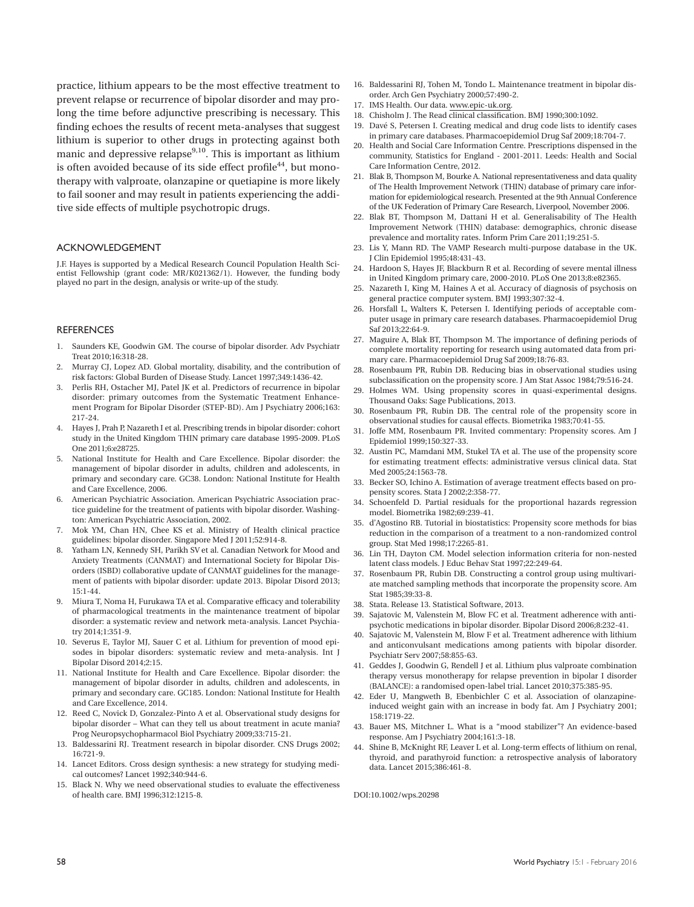practice, lithium appears to be the most effective treatment to prevent relapse or recurrence of bipolar disorder and may prolong the time before adjunctive prescribing is necessary. This finding echoes the results of recent meta-analyses that suggest lithium is superior to other drugs in protecting against both manic and depressive relapse[9,10]. This is important as lithium is often avoided because of its side effect profile[44], but monotherapy with valproate, olanzapine or quetiapine is more likely to fail sooner and may result in patients experiencing the additive side effects of multiple psychotropic drugs.

## ACKNOWLEDGEMENT

J.F. Hayes is supported by a Medical Research Council Population Health Scientist Fellowship (grant code: MR/K021362/1). However, the funding body played no part in the design, analysis or write-up of the study.

## REFERENCES

1. Saunders KE, Goodwin GM. The course of bipolar disorder. Adv Psychiatr Treat 2010;16:318-28.
2. Murray CJ, Lopez AD. Global mortality, disability, and the contribution of risk factors: Global Burden of Disease Study. Lancet 1997;349:1436-42.
3. Perlis RH, Ostacher MJ, Patel JK et al. Predictors of recurrence in bipolar disorder: primary outcomes from the Systematic Treatment Enhancement Program for Bipolar Disorder (STEP-BD). Am J Psychiatry 2006;163: 217-24.
4. Hayes J, Prah P, Nazareth I et al. Prescribing trends in bipolar disorder: cohort study in the United Kingdom THIN primary care database 1995-2009. PLoS One 2011;6:e28725.
5. National Institute for Health and Care Excellence. Bipolar disorder: the management of bipolar disorder in adults, children and adolescents, in primary and secondary care. GC38. London: National Institute for Health and Care Excellence, 2006.
6. American Psychiatric Association. American Psychiatric Association practice guideline for the treatment of patients with bipolar disorder. Washington: American Psychiatric Association, 2002.
7. Mok YM, Chan HN, Chee KS et al. Ministry of Health clinical practice guidelines: bipolar disorder. Singapore Med J 2011;52:914-8.
8. Yatham LN, Kennedy SH, Parikh SV et al. Canadian Network for Mood and Anxiety Treatments (CANMAT) and International Society for Bipolar Disorders (ISBD) collaborative update of CANMAT guidelines for the management of patients with bipolar disorder: update 2013. Bipolar Disord 2013; 15:1-44.
9. Miura T, Noma H, Furukawa TA et al. Comparative efficacy and tolerability of pharmacological treatments in the maintenance treatment of bipolar disorder: a systematic review and network meta-analysis. Lancet Psychiatry 2014;1:351-9.
10. Severus E, Taylor MJ, Sauer C et al. Lithium for prevention of mood episodes in bipolar disorders: systematic review and meta-analysis. Int J Bipolar Disord 2014;2:15.
11. National Institute for Health and Care Excellence. Bipolar disorder: the management of bipolar disorder in adults, children and adolescents, in primary and secondary care. GC185. London: National Institute for Health and Care Excellence, 2014.
12. Reed C, Novick D, Gonzalez-Pinto A et al. Observational study designs for bipolar disorder – What can they tell us about treatment in acute mania? Prog Neuropsychopharmacol Biol Psychiatry 2009;33:715-21.
13. Baldessarini RJ. Treatment research in bipolar disorder. CNS Drugs 2002; 16:721-9.
14. Lancet Editors. Cross design synthesis: a new strategy for studying medical outcomes? Lancet 1992;340:944-6.
15. Black N. Why we need observational studies to evaluate the effectiveness of health care. BMJ 1996;312:1215-8.
16. Baldessarini RJ, Tohen M, Tondo L. Maintenance treatment in bipolar disorder. Arch Gen Psychiatry 2000;57:490-2.
17. IMS Health. Our data. www.epic-uk.org.
18. Chisholm J. The Read clinical classification. BMJ 1990;300:1092.
19. Davé S, Petersen I. Creating medical and drug code lists to identify cases in primary care databases. Pharmacoepidemiol Drug Saf 2009;18:704-7.
20. Health and Social Care Information Centre. Prescriptions dispensed in the community, Statistics for England - 2001-2011. Leeds: Health and Social Care Information Centre, 2012.
21. Blak B, Thompson M, Bourke A. National representativeness and data quality of The Health Improvement Network (THIN) database of primary care information for epidemiological research. Presented at the 9th Annual Conference of the UK Federation of Primary Care Research, Liverpool, November 2006.
22. Blak BT, Thompson M, Dattani H et al. Generalisability of The Health Improvement Network (THIN) database: demographics, chronic disease prevalence and mortality rates. Inform Prim Care 2011;19:251-5.
23. Lis Y, Mann RD. The VAMP Research multi-purpose database in the UK. J Clin Epidemiol 1995;48:431-43.
24. Hardoon S, Hayes JF, Blackburn R et al. Recording of severe mental illness in United Kingdom primary care, 2000-2010. PLoS One 2013;8:e82365.
25. Nazareth I, King M, Haines A et al. Accuracy of diagnosis of psychosis on general practice computer system. BMJ 1993;307:32-4.
26. Horsfall L, Walters K, Petersen I. Identifying periods of acceptable computer usage in primary care research databases. Pharmacoepidemiol Drug Saf 2013;22:64-9.
27. Maguire A, Blak BT, Thompson M. The importance of defining periods of complete mortality reporting for research using automated data from primary care. Pharmacoepidemiol Drug Saf 2009;18:76-83.
28. Rosenbaum PR, Rubin DB. Reducing bias in observational studies using subclassification on the propensity score. J Am Stat Assoc 1984;79:516-24.
29. Holmes WM. Using propensity scores in quasi-experimental designs. Thousand Oaks: Sage Publications, 2013.
30. Rosenbaum PR, Rubin DB. The central role of the propensity score in observational studies for causal effects. Biometrika 1983;70:41-55.
31. Joffe MM, Rosenbaum PR. Invited commentary: Propensity scores. Am J Epidemiol 1999;150:327-33.
32. Austin PC, Mamdani MM, Stukel TA et al. The use of the propensity score for estimating treatment effects: administrative versus clinical data. Stat Med 2005;24:1563-78.
33. Becker SO, Ichino A. Estimation of average treatment effects based on propensity scores. Stata J 2002;2:358-77.
34. Schoenfeld D. Partial residuals for the proportional hazards regression model. Biometrika 1982;69:239-41.
35. d'Agostino RB. Tutorial in biostatistics: Propensity score methods for bias reduction in the comparison of a treatment to a non-randomized control group. Stat Med 1998;17:2265-81.
36. Lin TH, Dayton CM. Model selection information criteria for non-nested latent class models. J Educ Behav Stat 1997;22:249-64.
37. Rosenbaum PR, Rubin DB. Constructing a control group using multivariate matched sampling methods that incorporate the propensity score. Am Stat 1985;39:33-8.
38. Stata. Release 13. Statistical Software, 2013.
39. Sajatovic M, Valenstein M, Blow FC et al. Treatment adherence with antipsychotic medications in bipolar disorder. Bipolar Disord 2006;8:232-41.
40. Sajatovic M, Valenstein M, Blow F et al. Treatment adherence with lithium and anticonvulsant medications among patients with bipolar disorder. Psychiatr Serv 2007;58:855-63.
41. Geddes J, Goodwin G, Rendell J et al. Lithium plus valproate combination therapy versus monotherapy for relapse prevention in bipolar I disorder (BALANCE): a randomised open-label trial. Lancet 2010;375:385-95.
42. Eder U, Mangweth B, Ebenbichler C et al. Association of olanzapine-induced weight gain with an increase in body fat. Am J Psychiatry 2001; 158:1719-22.
43. Bauer MS, Mitchner L. What is a "mood stabilizer"? An evidence-based response. Am J Psychiatry 2004;161:3-18.
44. Shine B, McKnight RF, Leaver L et al. Long-term effects of lithium on renal, thyroid, and parathyroid function: a retrospective analysis of laboratory data. Lancet 2015;386:461-8.

DOI:10.1002/wps.20298